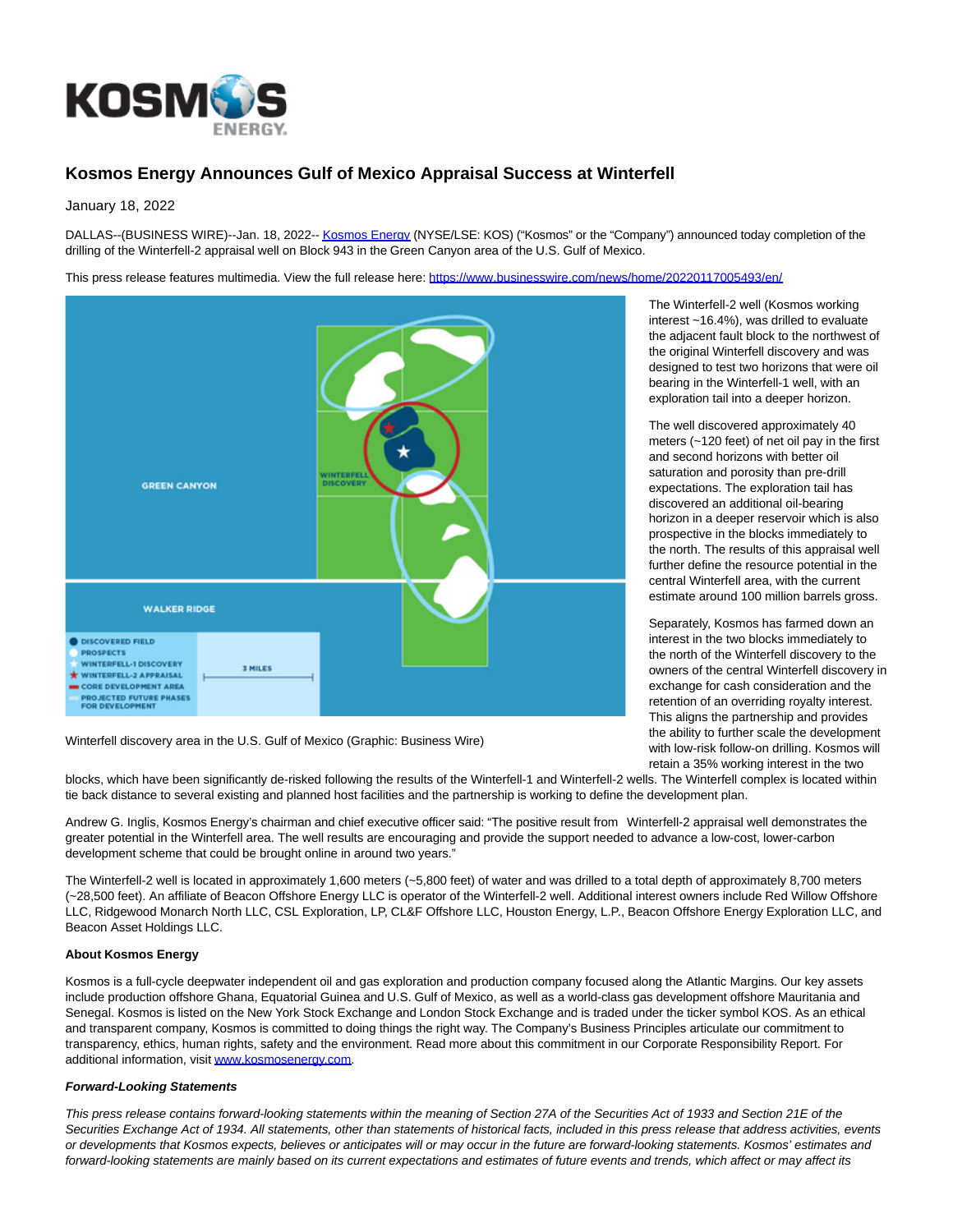# Kosmos Energy Announces Gulf of Mexico Appraisal Success at Winterfell

January 18, 2022

DALLAS--(BUSINESS WIRE)--Jan. 18, 2022-- Kosmos Energy (NYSE/LSE: KOS) ("Kosmos" or the "Company") announced today completion of the drilling of the Winterfell-2 appraisal well on Block 943 in the Green Canyon area of the U.S. Gulf of Mexico.

This press release features multimedia. View the full release here: https://www.businesswire.com/news/home/20220117005493/en/

Winterfell discovery area in the U.S. Gulf of Mexico (Graphic: Business Wire)

The Winterfell-2 well (Kosmos working interest ~16.4%), was drilled to evaluate the adjacent fault block to the northwest of the original Winterfell discovery and was designed to test two horizons that were oil bearing in the Winterfell-1 well, with an exploration tail into a deeper horizon.

The well discovered approximately 40 meters (~120 feet) of net oil pay in the first and second horizons with better oil saturation and porosity than pre-drill expectations. The exploration tail has discovered an additional oil-bearing horizon in a deeper reservoir which is also prospective in the blocks immediately to the north. The results of this appraisal well further define the resource potential in the central Winterfell area, with the current estimate around 100 million barrels gross.

Separately, Kosmos has farmed down an interest in the two blocks immediately to the north of the Winterfell discovery to the owners of the central Winterfell discovery in exchange for cash consideration and the retention of an overriding royalty interest. This aligns the partnership and provides the ability to further scale the development with low-risk follow-on drilling. Kosmos will retain a 35% working interest in the two blocks, which have been significantly de-risked following the results of the Winterfell-1 and Winterfell-2 wells. The Winterfell complex is located within tie back distance to several existing and planned host facilities and the partnership is working to define the development plan.

Andrew G. Inglis, Kosmos Energy's chairman and chief executive officer said: "The positive result from Winterfell-2 appraisal well demonstrates the greater potential in the Winterfell area. The well results are encouraging and provide the support needed to advance a low-cost, lower-carbon development scheme that could be brought online in around two years."

The Winterfell-2 well is located in approximately 1,600 meters (~5,800 feet) of water and was drilled to a total depth of approximately 8,700 meters (~28,500 feet). An affiliate of Beacon Offshore Energy LLC is operator of the Winterfell-2 well. Additional interest owners include Red Willow Offshore LLC, Ridgewood Monarch North LLC, CSL Exploration, LP, CL&F Offshore LLC, Houston Energy, L.P., Beacon Offshore Energy Exploration LLC, and Beacon Asset Holdings LLC.

**About Kosmos Energy**

Kosmos is a full-cycle deepwater independent oil and gas exploration and production company focused along the Atlantic Margins. Our key assets include production offshore Ghana, Equatorial Guinea and U.S. Gulf of Mexico, as well as a world-class gas development offshore Mauritania and Senegal. Kosmos is listed on the New York Stock Exchange and London Stock Exchange and is traded under the ticker symbol KOS. As an ethical and transparent company, Kosmos is committed to doing things the right way. The Company's Business Principles articulate our commitment to transparency, ethics, human rights, safety and the environment. Read more about this commitment in our Corporate Responsibility Report. For additional information, visit www.kosmosenergy.com.

***Forward-Looking Statements***

*This press release contains forward-looking statements within the meaning of Section 27A of the Securities Act of 1933 and Section 21E of the Securities Exchange Act of 1934. All statements, other than statements of historical facts, included in this press release that address activities, events or developments that Kosmos expects, believes or anticipates will or may occur in the future are forward-looking statements. Kosmos' estimates and forward-looking statements are mainly based on its current expectations and estimates of future events and trends, which affect or may affect its*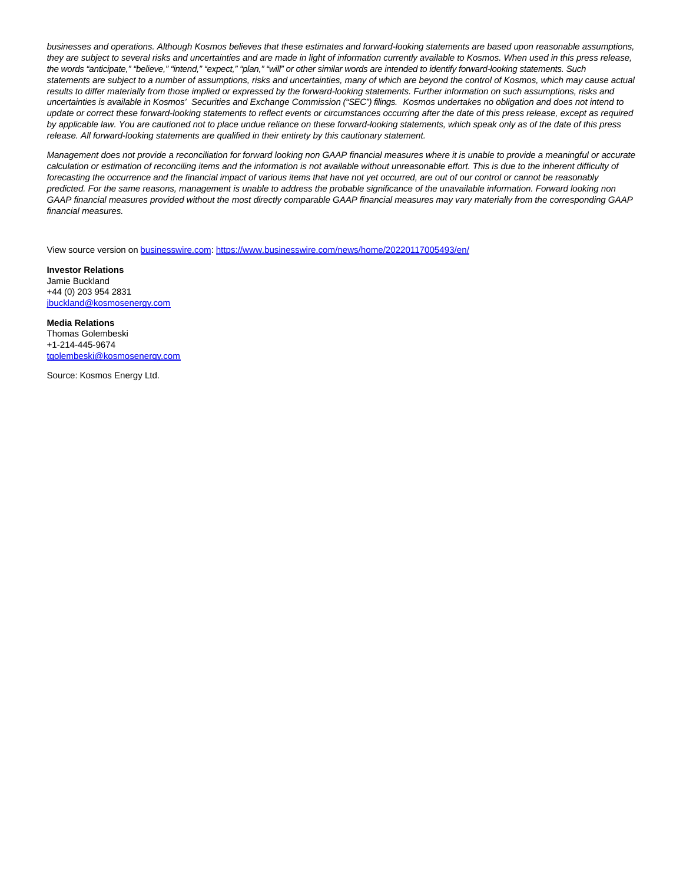*businesses and operations. Although Kosmos believes that these estimates and forward-looking statements are based upon reasonable assumptions, they are subject to several risks and uncertainties and are made in light of information currently available to Kosmos. When used in this press release, the words "anticipate," "believe," "intend," "expect," "plan," "will" or other similar words are intended to identify forward-looking statements. Such statements are subject to a number of assumptions, risks and uncertainties, many of which are beyond the control of Kosmos, which may cause actual results to differ materially from those implied or expressed by the forward-looking statements. Further information on such assumptions, risks and uncertainties is available in Kosmos' Securities and Exchange Commission ("SEC") filings. Kosmos undertakes no obligation and does not intend to update or correct these forward-looking statements to reflect events or circumstances occurring after the date of this press release, except as required by applicable law. You are cautioned not to place undue reliance on these forward-looking statements, which speak only as of the date of this press release. All forward-looking statements are qualified in their entirety by this cautionary statement.*

*Management does not provide a reconciliation for forward looking non GAAP financial measures where it is unable to provide a meaningful or accurate calculation or estimation of reconciling items and the information is not available without unreasonable effort. This is due to the inherent difficulty of forecasting the occurrence and the financial impact of various items that have not yet occurred, are out of our control or cannot be reasonably predicted. For the same reasons, management is unable to address the probable significance of the unavailable information. Forward looking non GAAP financial measures provided without the most directly comparable GAAP financial measures may vary materially from the corresponding GAAP financial measures.*

View source version on businesswire.com: https://www.businesswire.com/news/home/20220117005493/en/

**Investor Relations**
Jamie Buckland
+44 (0) 203 954 2831
jbuckland@kosmosenergy.com

**Media Relations**
Thomas Golembeski
+1-214-445-9674
tgolembeski@kosmosenergy.com

Source: Kosmos Energy Ltd.